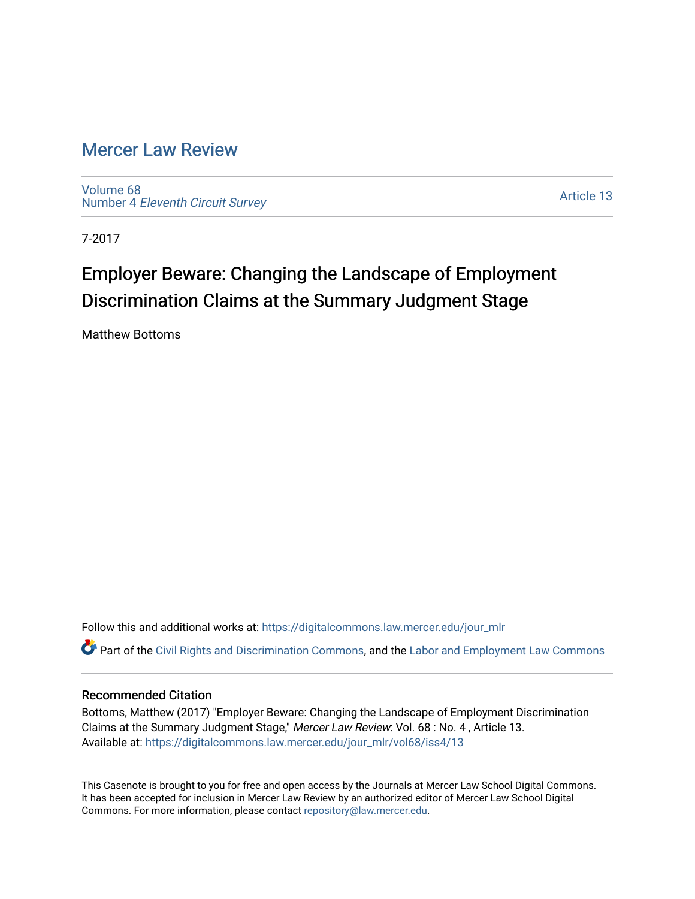# Mercer Law Review

Volume 68
Number 4 *Eleventh Circuit Survey*

Article 13

7-2017

## Employer Beware: Changing the Landscape of Employment Discrimination Claims at the Summary Judgment Stage

Matthew Bottoms

Follow this and additional works at: https://digitalcommons.law.mercer.edu/jour_mlr

Part of the Civil Rights and Discrimination Commons, and the Labor and Employment Law Commons

### Recommended Citation

Bottoms, Matthew (2017) "Employer Beware: Changing the Landscape of Employment Discrimination Claims at the Summary Judgment Stage," *Mercer Law Review*: Vol. 68 : No. 4 , Article 13.
Available at: https://digitalcommons.law.mercer.edu/jour_mlr/vol68/iss4/13

This Casenote is brought to you for free and open access by the Journals at Mercer Law School Digital Commons. It has been accepted for inclusion in Mercer Law Review by an authorized editor of Mercer Law School Digital Commons. For more information, please contact repository@law.mercer.edu.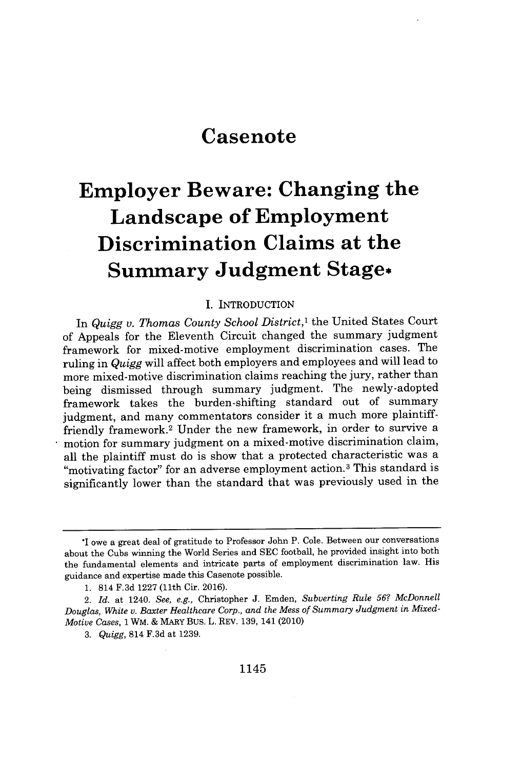# Casenote

# Employer Beware: Changing the Landscape of Employment Discrimination Claims at the Summary Judgment Stage*

## I. INTRODUCTION

In *Quigg v. Thomas County School District*,[1] the United States Court of Appeals for the Eleventh Circuit changed the summary judgment framework for mixed-motive employment discrimination cases. The ruling in *Quigg* will affect both employers and employees and will lead to more mixed-motive discrimination claims reaching the jury, rather than being dismissed through summary judgment. The newly-adopted framework takes the burden-shifting standard out of summary judgment, and many commentators consider it a much more plaintiff-friendly framework.[2] Under the new framework, in order to survive a motion for summary judgment on a mixed-motive discrimination claim, all the plaintiff must do is show that a protected characteristic was a "motivating factor" for an adverse employment action.[3] This standard is significantly lower than the standard that was previously used in the

---

*I owe a great deal of gratitude to Professor John P. Cole. Between our conversations about the Cubs winning the World Series and SEC football, he provided insight into both the fundamental elements and intricate parts of employment discrimination law. His guidance and expertise made this Casenote possible.

1. 814 F.3d 1227 (11th Cir. 2016).

2. *Id.* at 1240. *See, e.g.*, Christopher J. Emden, *Subverting Rule 56? McDonnell Douglas, White v. Baxter Healthcare Corp., and the Mess of Summary Judgment in Mixed-Motive Cases*, 1 WM. & MARY BUS. L. REV. 139, 141 (2010)

3. *Quigg*, 814 F.3d at 1239.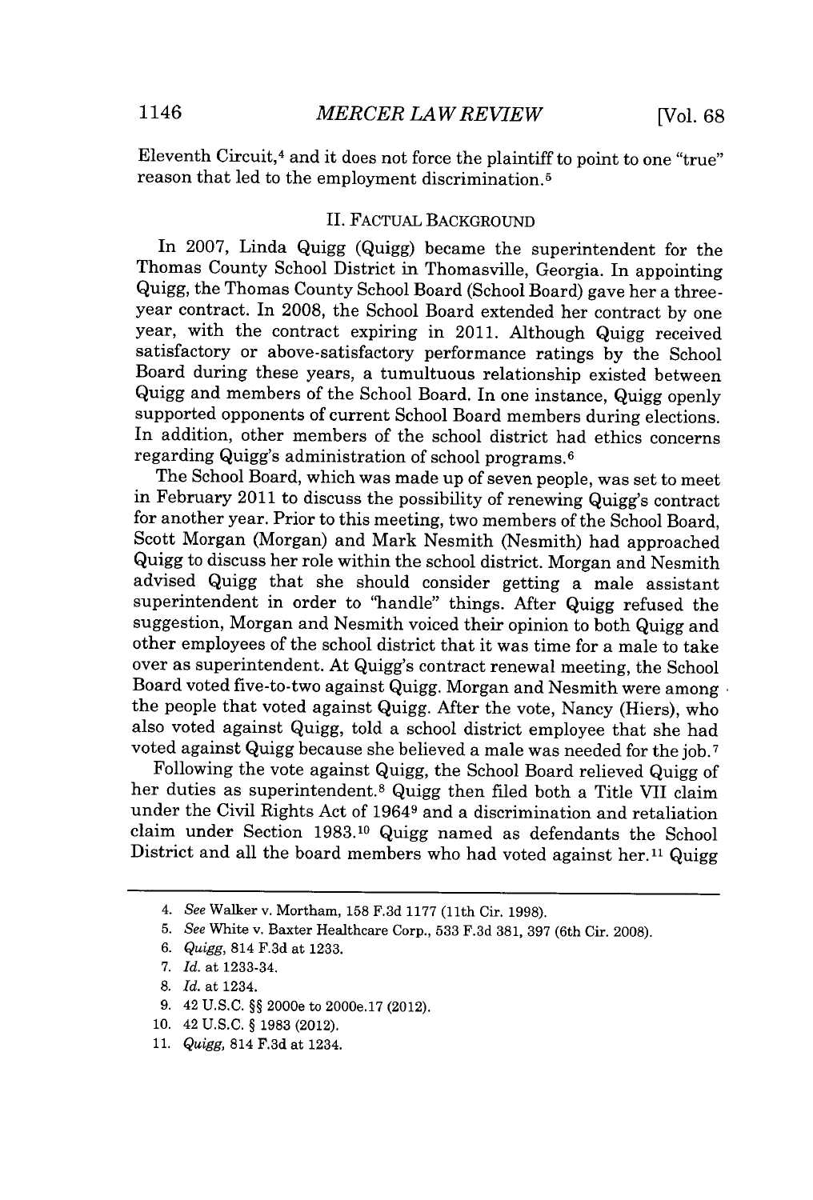Eleventh Circuit,[4] and it does not force the plaintiff to point to one "true" reason that led to the employment discrimination.[5]

## II. FACTUAL BACKGROUND

In 2007, Linda Quigg (Quigg) became the superintendent for the Thomas County School District in Thomasville, Georgia. In appointing Quigg, the Thomas County School Board (School Board) gave her a three-year contract. In 2008, the School Board extended her contract by one year, with the contract expiring in 2011. Although Quigg received satisfactory or above-satisfactory performance ratings by the School Board during these years, a tumultuous relationship existed between Quigg and members of the School Board. In one instance, Quigg openly supported opponents of current School Board members during elections. In addition, other members of the school district had ethics concerns regarding Quigg's administration of school programs.[6]

The School Board, which was made up of seven people, was set to meet in February 2011 to discuss the possibility of renewing Quigg's contract for another year. Prior to this meeting, two members of the School Board, Scott Morgan (Morgan) and Mark Nesmith (Nesmith) had approached Quigg to discuss her role within the school district. Morgan and Nesmith advised Quigg that she should consider getting a male assistant superintendent in order to "handle" things. After Quigg refused the suggestion, Morgan and Nesmith voiced their opinion to both Quigg and other employees of the school district that it was time for a male to take over as superintendent. At Quigg's contract renewal meeting, the School Board voted five-to-two against Quigg. Morgan and Nesmith were among the people that voted against Quigg. After the vote, Nancy (Hiers), who also voted against Quigg, told a school district employee that she had voted against Quigg because she believed a male was needed for the job.[7]

Following the vote against Quigg, the School Board relieved Quigg of her duties as superintendent.[8] Quigg then filed both a Title VII claim under the Civil Rights Act of 1964[9] and a discrimination and retaliation claim under Section 1983.[10] Quigg named as defendants the School District and all the board members who had voted against her.[11] Quigg

---

4. *See* Walker v. Mortham, 158 F.3d 1177 (11th Cir. 1998).
5. *See* White v. Baxter Healthcare Corp., 533 F.3d 381, 397 (6th Cir. 2008).
6. *Quigg*, 814 F.3d at 1233.
7. *Id.* at 1233-34.
8. *Id.* at 1234.
9. 42 U.S.C. §§ 2000e to 2000e.17 (2012).
10. 42 U.S.C. § 1983 (2012).
11. *Quigg*, 814 F.3d at 1234.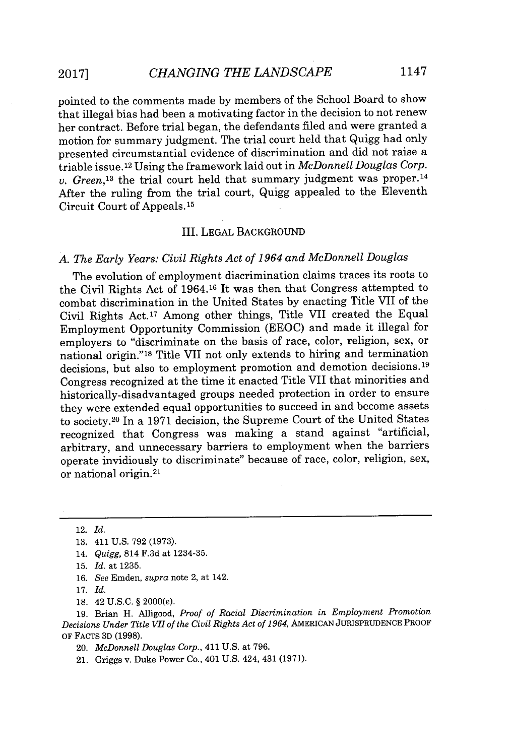pointed to the comments made by members of the School Board to show that illegal bias had been a motivating factor in the decision to not renew her contract. Before trial began, the defendants filed and were granted a motion for summary judgment. The trial court held that Quigg had only presented circumstantial evidence of discrimination and did not raise a triable issue.[12] Using the framework laid out in *McDonnell Douglas Corp. v. Green*,[13] the trial court held that summary judgment was proper.[14] After the ruling from the trial court, Quigg appealed to the Eleventh Circuit Court of Appeals.[15]

## III. LEGAL BACKGROUND

### *A. The Early Years: Civil Rights Act of 1964 and McDonnell Douglas*

The evolution of employment discrimination claims traces its roots to the Civil Rights Act of 1964.[16] It was then that Congress attempted to combat discrimination in the United States by enacting Title VII of the Civil Rights Act.[17] Among other things, Title VII created the Equal Employment Opportunity Commission (EEOC) and made it illegal for employers to "discriminate on the basis of race, color, religion, sex, or national origin."[18] Title VII not only extends to hiring and termination decisions, but also to employment promotion and demotion decisions.[19] Congress recognized at the time it enacted Title VII that minorities and historically-disadvantaged groups needed protection in order to ensure they were extended equal opportunities to succeed in and become assets to society.[20] In a 1971 decision, the Supreme Court of the United States recognized that Congress was making a stand against "artificial, arbitrary, and unnecessary barriers to employment when the barriers operate invidiously to discriminate" because of race, color, religion, sex, or national origin.[21]

---

12. *Id.*
13. 411 U.S. 792 (1973).
14. *Quigg*, 814 F.3d at 1234-35.
15. *Id.* at 1235.
16. *See* Emden, *supra* note 2, at 142.
17. *Id.*
18. 42 U.S.C. § 2000(e).
19. Brian H. Alligood, *Proof of Racial Discrimination in Employment Promotion Decisions Under Title VII of the Civil Rights Act of 1964*, AMERICAN JURISPRUDENCE PROOF OF FACTS 3D (1998).
20. *McDonnell Douglas Corp.*, 411 U.S. at 796.
21. Griggs v. Duke Power Co., 401 U.S. 424, 431 (1971).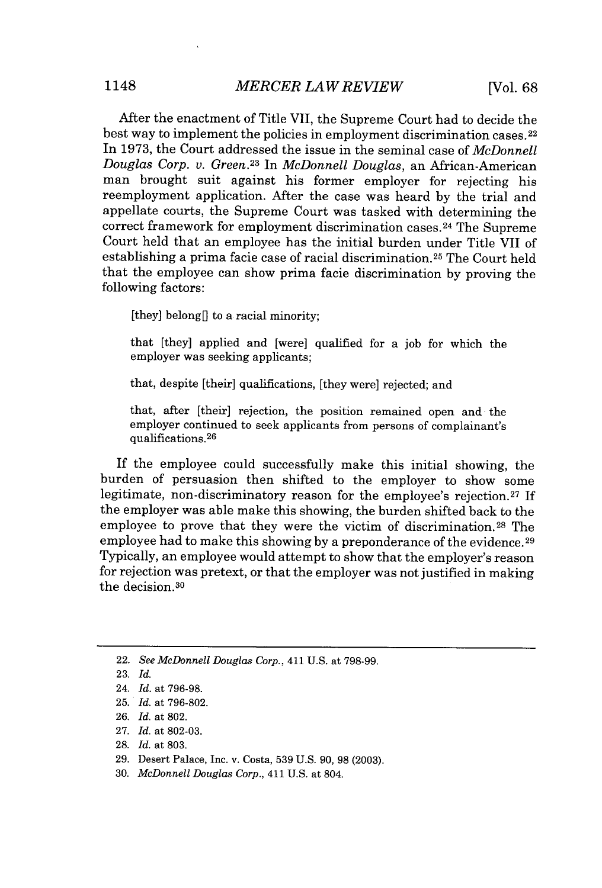After the enactment of Title VII, the Supreme Court had to decide the best way to implement the policies in employment discrimination cases.[22] In 1973, the Court addressed the issue in the seminal case of *McDonnell Douglas Corp. v. Green*.[23] In *McDonnell Douglas*, an African-American man brought suit against his former employer for rejecting his reemployment application. After the case was heard by the trial and appellate courts, the Supreme Court was tasked with determining the correct framework for employment discrimination cases.[24] The Supreme Court held that an employee has the initial burden under Title VII of establishing a prima facie case of racial discrimination.[25] The Court held that the employee can show prima facie discrimination by proving the following factors:

> [they] belong[] to a racial minority;
>
> that [they] applied and [were] qualified for a job for which the employer was seeking applicants;
>
> that, despite [their] qualifications, [they were] rejected; and
>
> that, after [their] rejection, the position remained open and the employer continued to seek applicants from persons of complainant's qualifications.[26]

If the employee could successfully make this initial showing, the burden of persuasion then shifted to the employer to show some legitimate, non-discriminatory reason for the employee's rejection.[27] If the employer was able make this showing, the burden shifted back to the employee to prove that they were the victim of discrimination.[28] The employee had to make this showing by a preponderance of the evidence.[29] Typically, an employee would attempt to show that the employer's reason for rejection was pretext, or that the employer was not justified in making the decision.[30]

---

22. *See McDonnell Douglas Corp.*, 411 U.S. at 798-99.
23. *Id.*
24. *Id.* at 796-98.
25. *Id.* at 796-802.
26. *Id.* at 802.
27. *Id.* at 802-03.
28. *Id.* at 803.
29. Desert Palace, Inc. v. Costa, 539 U.S. 90, 98 (2003).
30. *McDonnell Douglas Corp.*, 411 U.S. at 804.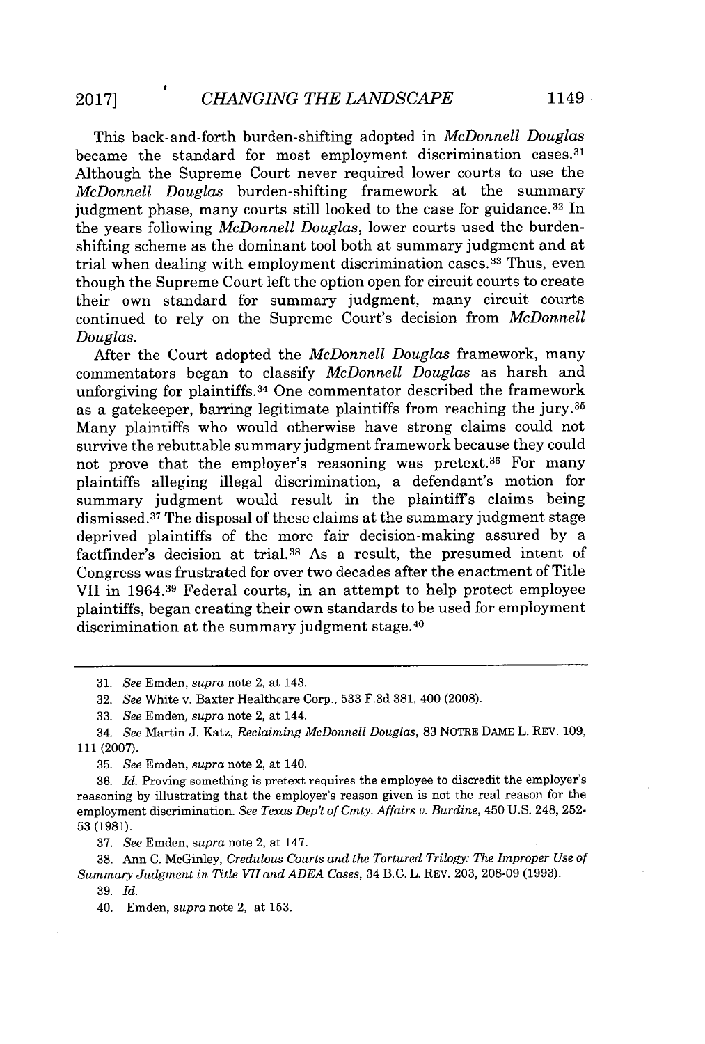This back-and-forth burden-shifting adopted in *McDonnell Douglas* became the standard for most employment discrimination cases.[31] Although the Supreme Court never required lower courts to use the *McDonnell Douglas* burden-shifting framework at the summary judgment phase, many courts still looked to the case for guidance.[32] In the years following *McDonnell Douglas*, lower courts used the burden-shifting scheme as the dominant tool both at summary judgment and at trial when dealing with employment discrimination cases.[33] Thus, even though the Supreme Court left the option open for circuit courts to create their own standard for summary judgment, many circuit courts continued to rely on the Supreme Court's decision from *McDonnell Douglas*.

After the Court adopted the *McDonnell Douglas* framework, many commentators began to classify *McDonnell Douglas* as harsh and unforgiving for plaintiffs.[34] One commentator described the framework as a gatekeeper, barring legitimate plaintiffs from reaching the jury.[35] Many plaintiffs who would otherwise have strong claims could not survive the rebuttable summary judgment framework because they could not prove that the employer's reasoning was pretext.[36] For many plaintiffs alleging illegal discrimination, a defendant's motion for summary judgment would result in the plaintiff's claims being dismissed.[37] The disposal of these claims at the summary judgment stage deprived plaintiffs of the more fair decision-making assured by a factfinder's decision at trial.[38] As a result, the presumed intent of Congress was frustrated for over two decades after the enactment of Title VII in 1964.[39] Federal courts, in an attempt to help protect employee plaintiffs, began creating their own standards to be used for employment discrimination at the summary judgment stage.[40]

---

31. *See* Emden, *supra* note 2, at 143.

32. *See* White v. Baxter Healthcare Corp., 533 F.3d 381, 400 (2008).

33. *See* Emden, *supra* note 2, at 144.

34. *See* Martin J. Katz, *Reclaiming McDonnell Douglas*, 83 NOTRE DAME L. REV. 109, 111 (2007).

35. *See* Emden, *supra* note 2, at 140.

36. *Id.* Proving something is pretext requires the employee to discredit the employer's reasoning by illustrating that the employer's reason given is not the real reason for the employment discrimination. *See Texas Dep't of Cmty. Affairs v. Burdine*, 450 U.S. 248, 252-53 (1981).

37. *See* Emden, *supra* note 2, at 147.

38. Ann C. McGinley, *Credulous Courts and the Tortured Trilogy: The Improper Use of Summary Judgment in Title VII and ADEA Cases*, 34 B.C. L. REV. 203, 208-09 (1993).

39. *Id.*

40. Emden, *supra* note 2, at 153.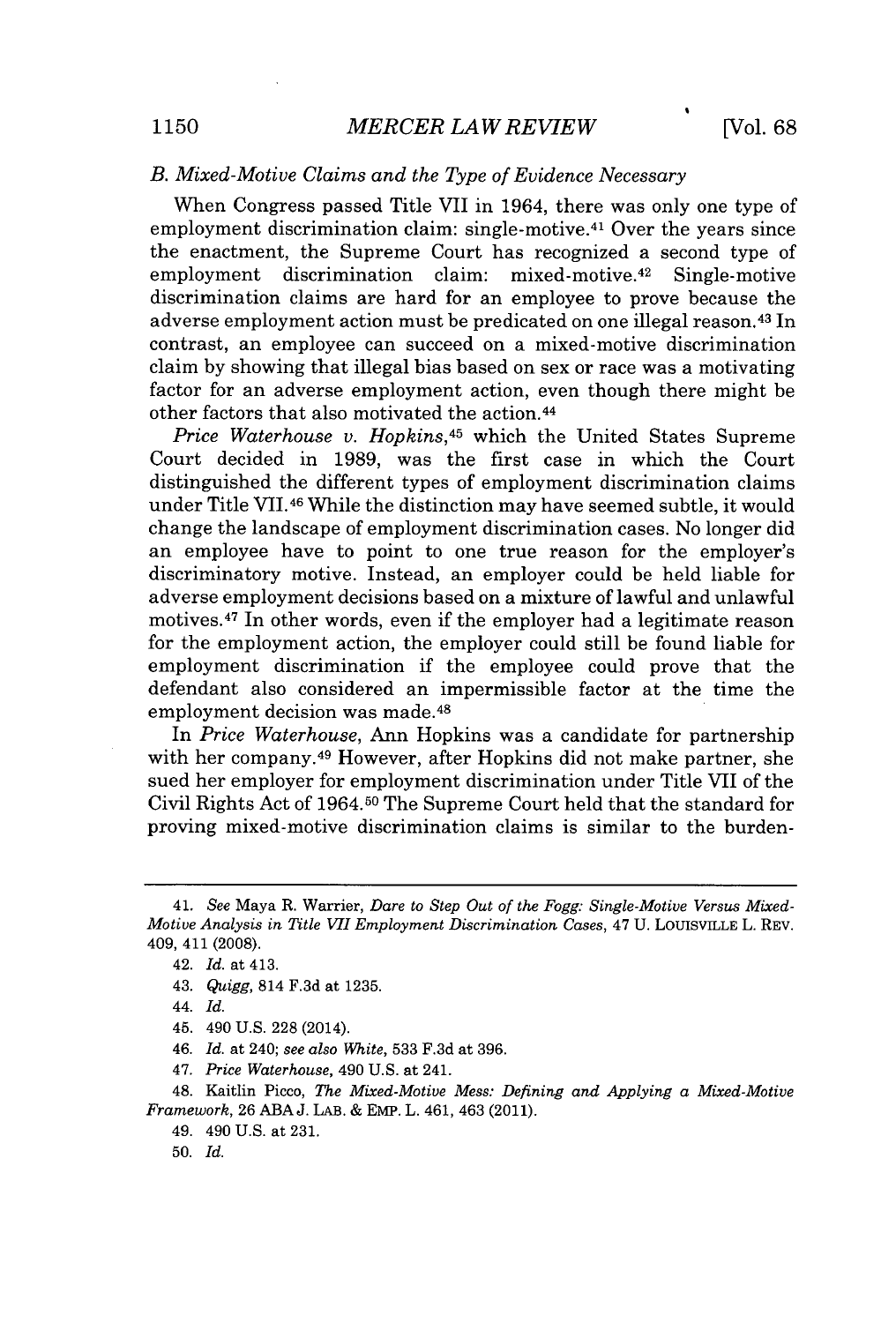### *B. Mixed-Motive Claims and the Type of Evidence Necessary*

When Congress passed Title VII in 1964, there was only one type of employment discrimination claim: single-motive.[41] Over the years since the enactment, the Supreme Court has recognized a second type of employment discrimination claim: mixed-motive.[42] Single-motive discrimination claims are hard for an employee to prove because the adverse employment action must be predicated on one illegal reason.[43] In contrast, an employee can succeed on a mixed-motive discrimination claim by showing that illegal bias based on sex or race was a motivating factor for an adverse employment action, even though there might be other factors that also motivated the action.[44]

*Price Waterhouse v. Hopkins*,[45] which the United States Supreme Court decided in 1989, was the first case in which the Court distinguished the different types of employment discrimination claims under Title VII.[46] While the distinction may have seemed subtle, it would change the landscape of employment discrimination cases. No longer did an employee have to point to one true reason for the employer's discriminatory motive. Instead, an employer could be held liable for adverse employment decisions based on a mixture of lawful and unlawful motives.[47] In other words, even if the employer had a legitimate reason for the employment action, the employer could still be found liable for employment discrimination if the employee could prove that the defendant also considered an impermissible factor at the time the employment decision was made.[48]

In *Price Waterhouse*, Ann Hopkins was a candidate for partnership with her company.[49] However, after Hopkins did not make partner, she sued her employer for employment discrimination under Title VII of the Civil Rights Act of 1964.[50] The Supreme Court held that the standard for proving mixed-motive discrimination claims is similar to the burden-

---

41. *See* Maya R. Warrier, *Dare to Step Out of the Fogg: Single-Motive Versus Mixed-Motive Analysis in Title VII Employment Discrimination Cases*, 47 U. LOUISVILLE L. REV. 409, 411 (2008).

42. *Id.* at 413.

43. *Quigg*, 814 F.3d at 1235.

44. *Id.*

45. 490 U.S. 228 (2014).

46. *Id.* at 240; *see also White*, 533 F.3d at 396.

47. *Price Waterhouse*, 490 U.S. at 241.

48. Kaitlin Picco, *The Mixed-Motive Mess: Defining and Applying a Mixed-Motive Framework*, 26 ABA J. LAB. & EMP. L. 461, 463 (2011).

49. 490 U.S. at 231.

50. *Id.*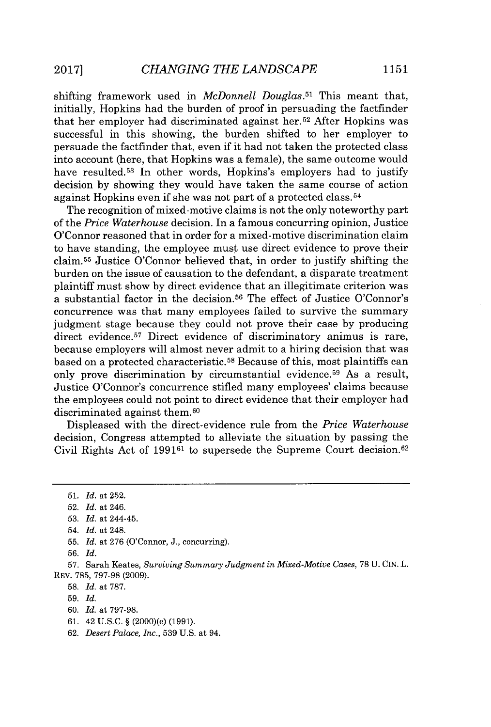shifting framework used in *McDonnell Douglas*.[51] This meant that, initially, Hopkins had the burden of proof in persuading the factfinder that her employer had discriminated against her.[52] After Hopkins was successful in this showing, the burden shifted to her employer to persuade the factfinder that, even if it had not taken the protected class into account (here, that Hopkins was a female), the same outcome would have resulted.[53] In other words, Hopkins's employers had to justify decision by showing they would have taken the same course of action against Hopkins even if she was not part of a protected class.[54]

The recognition of mixed-motive claims is not the only noteworthy part of the *Price Waterhouse* decision. In a famous concurring opinion, Justice O'Connor reasoned that in order for a mixed-motive discrimination claim to have standing, the employee must use direct evidence to prove their claim.[55] Justice O'Connor believed that, in order to justify shifting the burden on the issue of causation to the defendant, a disparate treatment plaintiff must show by direct evidence that an illegitimate criterion was a substantial factor in the decision.[56] The effect of Justice O'Connor's concurrence was that many employees failed to survive the summary judgment stage because they could not prove their case by producing direct evidence.[57] Direct evidence of discriminatory animus is rare, because employers will almost never admit to a hiring decision that was based on a protected characteristic.[58] Because of this, most plaintiffs can only prove discrimination by circumstantial evidence.[59] As a result, Justice O'Connor's concurrence stifled many employees' claims because the employees could not point to direct evidence that their employer had discriminated against them.[60]

Displeased with the direct-evidence rule from the *Price Waterhouse* decision, Congress attempted to alleviate the situation by passing the Civil Rights Act of 1991[61] to supersede the Supreme Court decision.[62]

---

51. *Id.* at 252.
52. *Id.* at 246.
53. *Id.* at 244-45.
54. *Id.* at 248.
55. *Id.* at 276 (O'Connor, J., concurring).
56. *Id.*
57. Sarah Keates, *Surviving Summary Judgment in Mixed-Motive Cases*, 78 U. CIN. L. REV. 785, 797-98 (2009).
58. *Id.* at 787.
59. *Id.*
60. *Id.* at 797-98.
61. 42 U.S.C. § (2000)(e) (1991).
62. *Desert Palace, Inc.*, 539 U.S. at 94.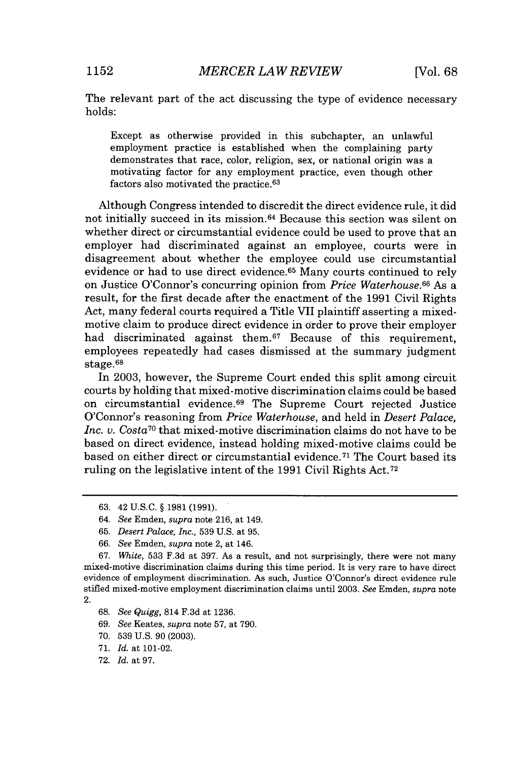The relevant part of the act discussing the type of evidence necessary holds:

> Except as otherwise provided in this subchapter, an unlawful employment practice is established when the complaining party demonstrates that race, color, religion, sex, or national origin was a motivating factor for any employment practice, even though other factors also motivated the practice.[63]

Although Congress intended to discredit the direct evidence rule, it did not initially succeed in its mission.[64] Because this section was silent on whether direct or circumstantial evidence could be used to prove that an employer had discriminated against an employee, courts were in disagreement about whether the employee could use circumstantial evidence or had to use direct evidence.[65] Many courts continued to rely on Justice O'Connor's concurring opinion from *Price Waterhouse*.[66] As a result, for the first decade after the enactment of the 1991 Civil Rights Act, many federal courts required a Title VII plaintiff asserting a mixed-motive claim to produce direct evidence in order to prove their employer had discriminated against them.[67] Because of this requirement, employees repeatedly had cases dismissed at the summary judgment stage.[68]

In 2003, however, the Supreme Court ended this split among circuit courts by holding that mixed-motive discrimination claims could be based on circumstantial evidence.[69] The Supreme Court rejected Justice O'Connor's reasoning from *Price Waterhouse*, and held in *Desert Palace, Inc. v. Costa*[70] that mixed-motive discrimination claims do not have to be based on direct evidence, instead holding mixed-motive claims could be based on either direct or circumstantial evidence.[71] The Court based its ruling on the legislative intent of the 1991 Civil Rights Act.[72]

---

63. 42 U.S.C. § 1981 (1991).

64. *See* Emden, *supra* note 216, at 149.

65. *Desert Palace, Inc.*, 539 U.S. at 95.

66. *See* Emden, *supra* note 2, at 146.

67. *White*, 533 F.3d at 397. As a result, and not surprisingly, there were not many mixed-motive discrimination claims during this time period. It is very rare to have direct evidence of employment discrimination. As such, Justice O'Connor's direct evidence rule stifled mixed-motive employment discrimination claims until 2003. *See* Emden, *supra* note 2.

68. *See Quigg*, 814 F.3d at 1236.

69. *See* Keates, *supra* note 57, at 790.

70. 539 U.S. 90 (2003).

71. *Id.* at 101-02.

72. *Id.* at 97.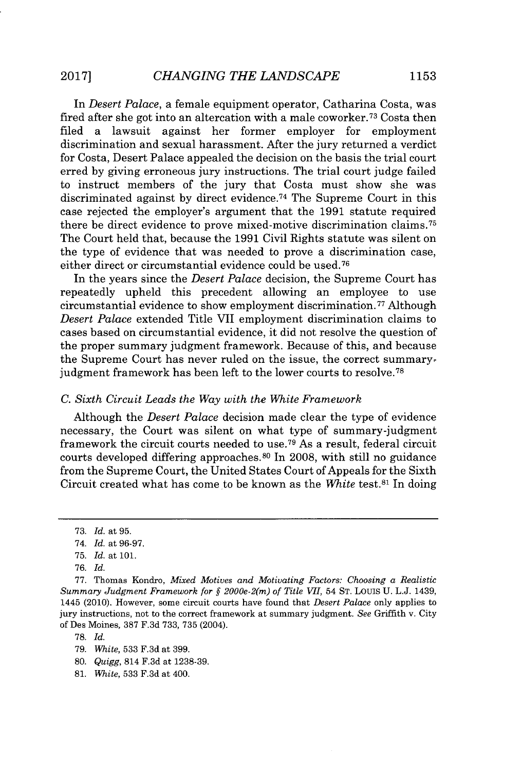In *Desert Palace*, a female equipment operator, Catharina Costa, was fired after she got into an altercation with a male coworker.[73] Costa then filed a lawsuit against her former employer for employment discrimination and sexual harassment. After the jury returned a verdict for Costa, Desert Palace appealed the decision on the basis the trial court erred by giving erroneous jury instructions. The trial court judge failed to instruct members of the jury that Costa must show she was discriminated against by direct evidence.[74] The Supreme Court in this case rejected the employer's argument that the 1991 statute required there be direct evidence to prove mixed-motive discrimination claims.[75] The Court held that, because the 1991 Civil Rights statute was silent on the type of evidence that was needed to prove a discrimination case, either direct or circumstantial evidence could be used.[76]

In the years since the *Desert Palace* decision, the Supreme Court has repeatedly upheld this precedent allowing an employee to use circumstantial evidence to show employment discrimination.[77] Although *Desert Palace* extended Title VII employment discrimination claims to cases based on circumstantial evidence, it did not resolve the question of the proper summary judgment framework. Because of this, and because the Supreme Court has never ruled on the issue, the correct summary-judgment framework has been left to the lower courts to resolve.[78]

### *C. Sixth Circuit Leads the Way with the White Framework*

Although the *Desert Palace* decision made clear the type of evidence necessary, the Court was silent on what type of summary-judgment framework the circuit courts needed to use.[79] As a result, federal circuit courts developed differing approaches.[80] In 2008, with still no guidance from the Supreme Court, the United States Court of Appeals for the Sixth Circuit created what has come to be known as the *White* test.[81] In doing

---

73. *Id.* at 95.

74. *Id.* at 96-97.

75. *Id.* at 101.

76. *Id.*

77. Thomas Kondro, *Mixed Motives and Motivating Factors: Choosing a Realistic Summary Judgment Framework for § 2000e-2(m) of Title VII*, 54 ST. LOUIS U. L.J. 1439, 1445 (2010). However, some circuit courts have found that *Desert Palace* only applies to jury instructions, not to the correct framework at summary judgment. *See* Griffith v. City of Des Moines, 387 F.3d 733, 735 (2004).

78. *Id.*

79. *White*, 533 F.3d at 399.

80. *Quigg*, 814 F.3d at 1238-39.

81. *White*, 533 F.3d at 400.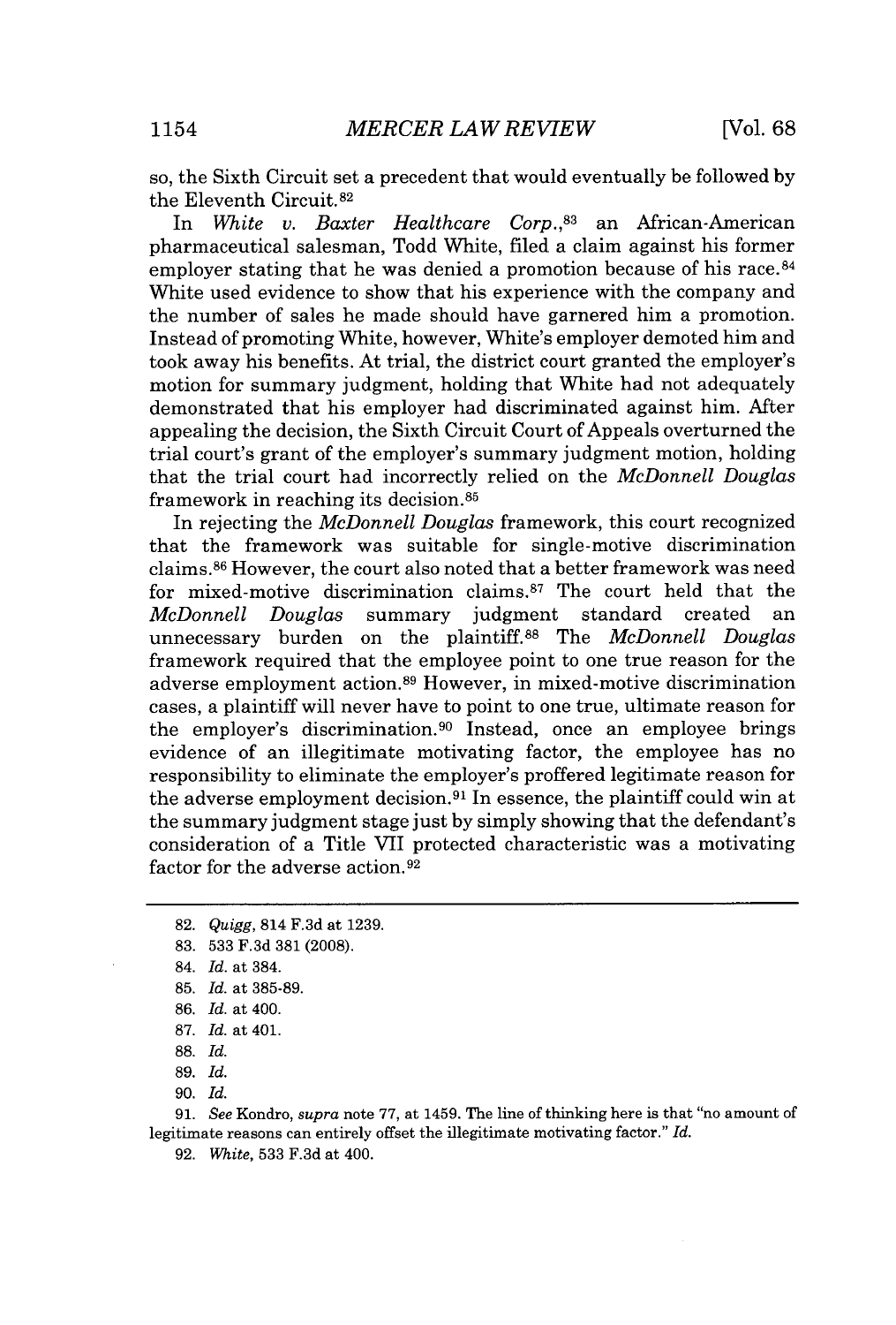so, the Sixth Circuit set a precedent that would eventually be followed by the Eleventh Circuit.[82]

In *White v. Baxter Healthcare Corp.*,[83] an African-American pharmaceutical salesman, Todd White, filed a claim against his former employer stating that he was denied a promotion because of his race.[84] White used evidence to show that his experience with the company and the number of sales he made should have garnered him a promotion. Instead of promoting White, however, White's employer demoted him and took away his benefits. At trial, the district court granted the employer's motion for summary judgment, holding that White had not adequately demonstrated that his employer had discriminated against him. After appealing the decision, the Sixth Circuit Court of Appeals overturned the trial court's grant of the employer's summary judgment motion, holding that the trial court had incorrectly relied on the *McDonnell Douglas* framework in reaching its decision.[85]

In rejecting the *McDonnell Douglas* framework, this court recognized that the framework was suitable for single-motive discrimination claims.[86] However, the court also noted that a better framework was need for mixed-motive discrimination claims.[87] The court held that the *McDonnell Douglas* summary judgment standard created an unnecessary burden on the plaintiff.[88] The *McDonnell Douglas* framework required that the employee point to one true reason for the adverse employment action.[89] However, in mixed-motive discrimination cases, a plaintiff will never have to point to one true, ultimate reason for the employer's discrimination.[90] Instead, once an employee brings evidence of an illegitimate motivating factor, the employee has no responsibility to eliminate the employer's proffered legitimate reason for the adverse employment decision.[91] In essence, the plaintiff could win at the summary judgment stage just by simply showing that the defendant's consideration of a Title VII protected characteristic was a motivating factor for the adverse action.[92]

---

82. *Quigg*, 814 F.3d at 1239.

83. 533 F.3d 381 (2008).

84. *Id.* at 384.

85. *Id.* at 385-89.

86. *Id.* at 400.

87. *Id.* at 401.

88. *Id.*

89. *Id.*

90. *Id.*

91. *See* Kondro, *supra* note 77, at 1459. The line of thinking here is that "no amount of legitimate reasons can entirely offset the illegitimate motivating factor." *Id.*

92. *White*, 533 F.3d at 400.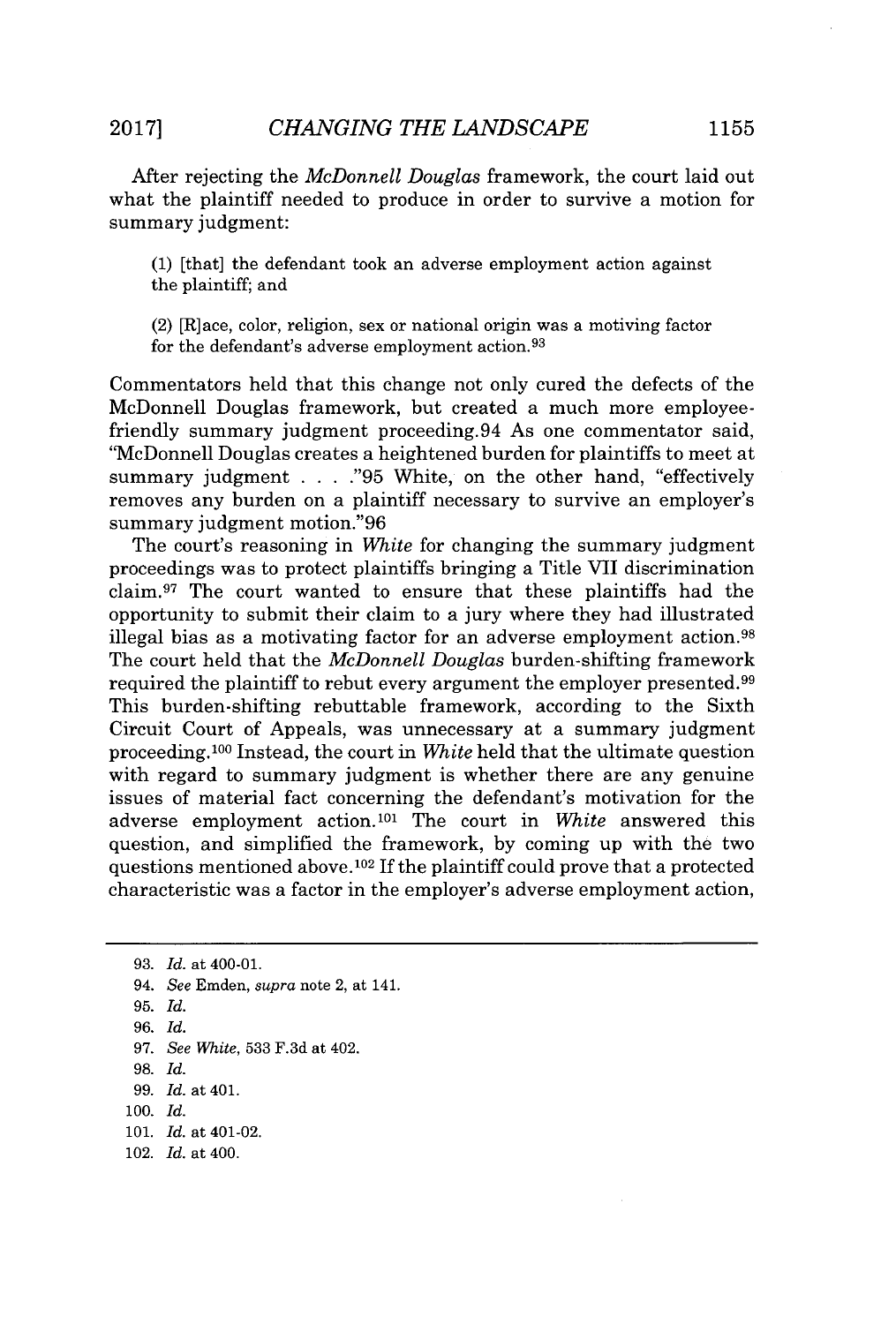After rejecting the *McDonnell Douglas* framework, the court laid out what the plaintiff needed to produce in order to survive a motion for summary judgment:

> (1) [that] the defendant took an adverse employment action against the plaintiff; and
>
> (2) [R]ace, color, religion, sex or national origin was a motiving factor for the defendant's adverse employment action.[93]

Commentators held that this change not only cured the defects of the McDonnell Douglas framework, but created a much more employee-friendly summary judgment proceeding.94 As one commentator said, "McDonnell Douglas creates a heightened burden for plaintiffs to meet at summary judgment . . . ."95 White, on the other hand, "effectively removes any burden on a plaintiff necessary to survive an employer's summary judgment motion."96

The court's reasoning in *White* for changing the summary judgment proceedings was to protect plaintiffs bringing a Title VII discrimination claim.[97] The court wanted to ensure that these plaintiffs had the opportunity to submit their claim to a jury where they had illustrated illegal bias as a motivating factor for an adverse employment action.[98] The court held that the *McDonnell Douglas* burden-shifting framework required the plaintiff to rebut every argument the employer presented.[99] This burden-shifting rebuttable framework, according to the Sixth Circuit Court of Appeals, was unnecessary at a summary judgment proceeding.[100] Instead, the court in *White* held that the ultimate question with regard to summary judgment is whether there are any genuine issues of material fact concerning the defendant's motivation for the adverse employment action.[101] The court in *White* answered this question, and simplified the framework, by coming up with the two questions mentioned above.[102] If the plaintiff could prove that a protected characteristic was a factor in the employer's adverse employment action,

---

93. *Id.* at 400-01.
94. *See* Emden, *supra* note 2, at 141.
95. *Id.*
96. *Id.*
97. *See White*, 533 F.3d at 402.
98. *Id.*
99. *Id.* at 401.
100. *Id.*
101. *Id.* at 401-02.
102. *Id.* at 400.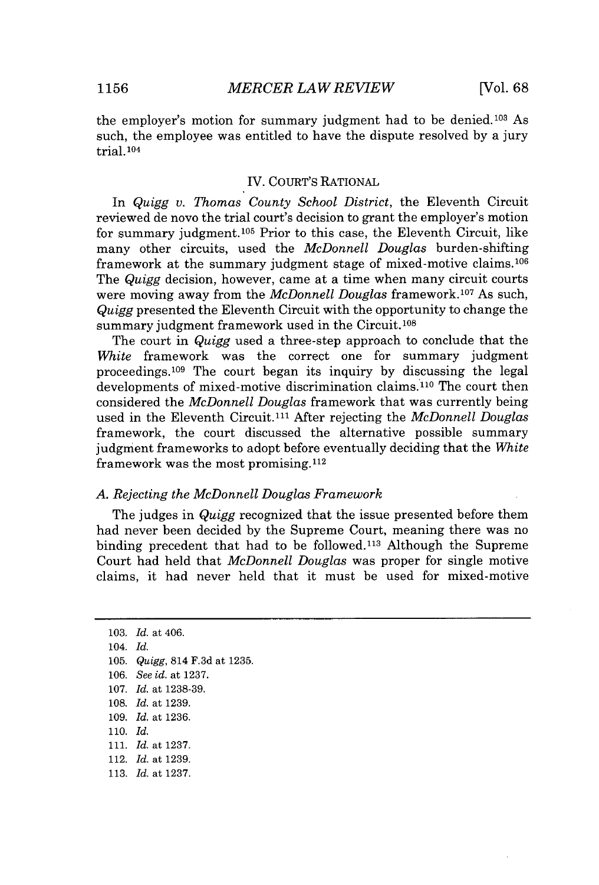the employer's motion for summary judgment had to be denied.[103] As such, the employee was entitled to have the dispute resolved by a jury trial.[104]

## IV. COURT'S RATIONAL

In *Quigg v. Thomas County School District*, the Eleventh Circuit reviewed de novo the trial court's decision to grant the employer's motion for summary judgment.[105] Prior to this case, the Eleventh Circuit, like many other circuits, used the *McDonnell Douglas* burden-shifting framework at the summary judgment stage of mixed-motive claims.[106] The *Quigg* decision, however, came at a time when many circuit courts were moving away from the *McDonnell Douglas* framework.[107] As such, *Quigg* presented the Eleventh Circuit with the opportunity to change the summary judgment framework used in the Circuit.[108]

The court in *Quigg* used a three-step approach to conclude that the *White* framework was the correct one for summary judgment proceedings.[109] The court began its inquiry by discussing the legal developments of mixed-motive discrimination claims.[110] The court then considered the *McDonnell Douglas* framework that was currently being used in the Eleventh Circuit.[111] After rejecting the *McDonnell Douglas* framework, the court discussed the alternative possible summary judgment frameworks to adopt before eventually deciding that the *White* framework was the most promising.[112]

### *A. Rejecting the McDonnell Douglas Framework*

The judges in *Quigg* recognized that the issue presented before them had never been decided by the Supreme Court, meaning there was no binding precedent that had to be followed.[113] Although the Supreme Court had held that *McDonnell Douglas* was proper for single motive claims, it had never held that it must be used for mixed-motive

---

103. *Id.* at 406.
104. *Id.*
105. *Quigg*, 814 F.3d at 1235.
106. *See id.* at 1237.
107. *Id.* at 1238-39.
108. *Id.* at 1239.
109. *Id.* at 1236.
110. *Id.*
111. *Id.* at 1237.
112. *Id.* at 1239.
113. *Id.* at 1237.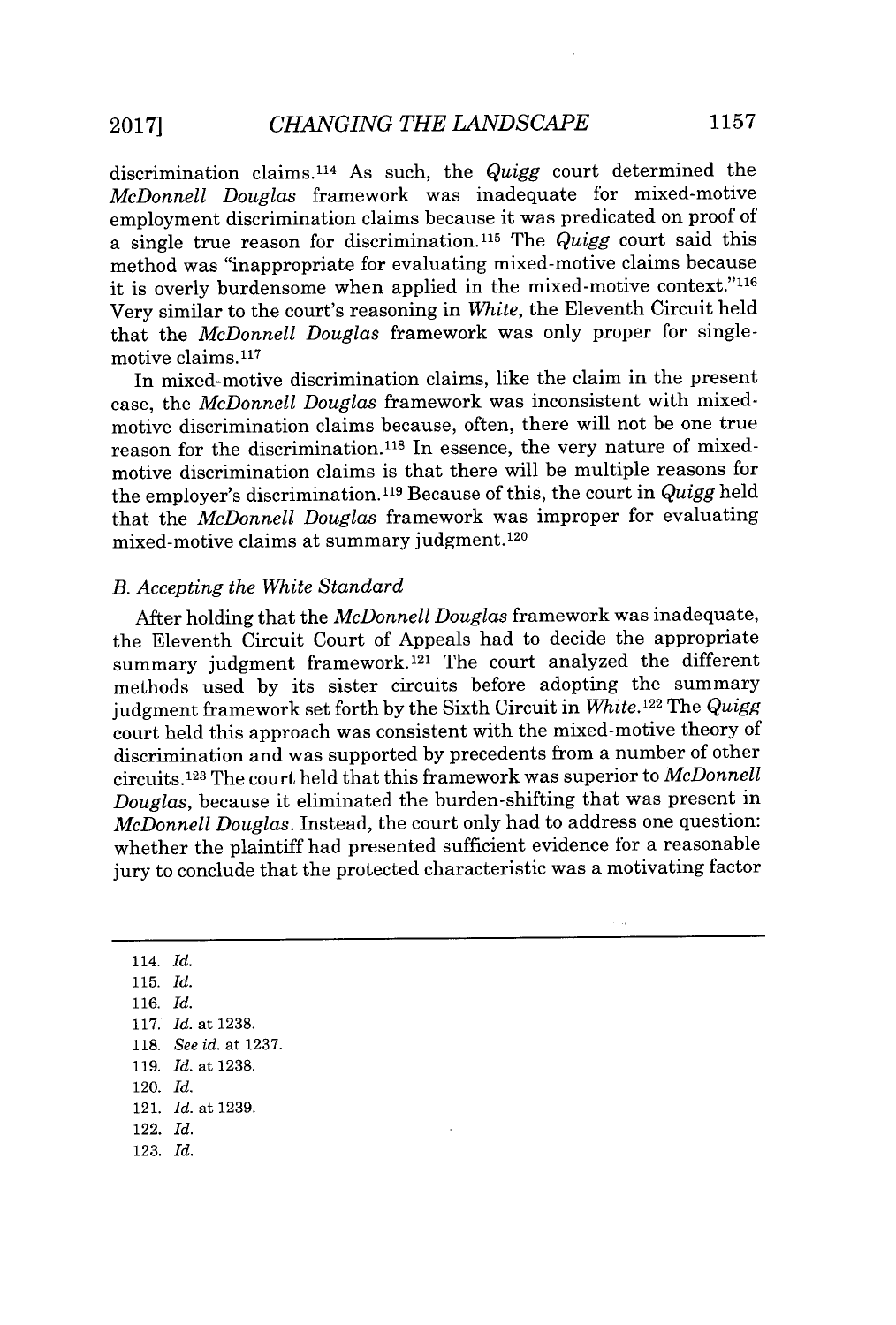discrimination claims.[114] As such, the *Quigg* court determined the *McDonnell Douglas* framework was inadequate for mixed-motive employment discrimination claims because it was predicated on proof of a single true reason for discrimination.[115] The *Quigg* court said this method was "inappropriate for evaluating mixed-motive claims because it is overly burdensome when applied in the mixed-motive context."[116] Very similar to the court's reasoning in *White*, the Eleventh Circuit held that the *McDonnell Douglas* framework was only proper for single-motive claims.[117]

In mixed-motive discrimination claims, like the claim in the present case, the *McDonnell Douglas* framework was inconsistent with mixed-motive discrimination claims because, often, there will not be one true reason for the discrimination.[118] In essence, the very nature of mixed-motive discrimination claims is that there will be multiple reasons for the employer's discrimination.[119] Because of this, the court in *Quigg* held that the *McDonnell Douglas* framework was improper for evaluating mixed-motive claims at summary judgment.[120]

### *B. Accepting the White Standard*

After holding that the *McDonnell Douglas* framework was inadequate, the Eleventh Circuit Court of Appeals had to decide the appropriate summary judgment framework.[121] The court analyzed the different methods used by its sister circuits before adopting the summary judgment framework set forth by the Sixth Circuit in *White*.[122] The *Quigg* court held this approach was consistent with the mixed-motive theory of discrimination and was supported by precedents from a number of other circuits.[123] The court held that this framework was superior to *McDonnell Douglas*, because it eliminated the burden-shifting that was present in *McDonnell Douglas*. Instead, the court only had to address one question: whether the plaintiff had presented sufficient evidence for a reasonable jury to conclude that the protected characteristic was a motivating factor

---

114. *Id.*
115. *Id.*
116. *Id.*
117. *Id.* at 1238.
118. *See id.* at 1237.
119. *Id.* at 1238.
120. *Id.*
121. *Id.* at 1239.
122. *Id.*
123. *Id.*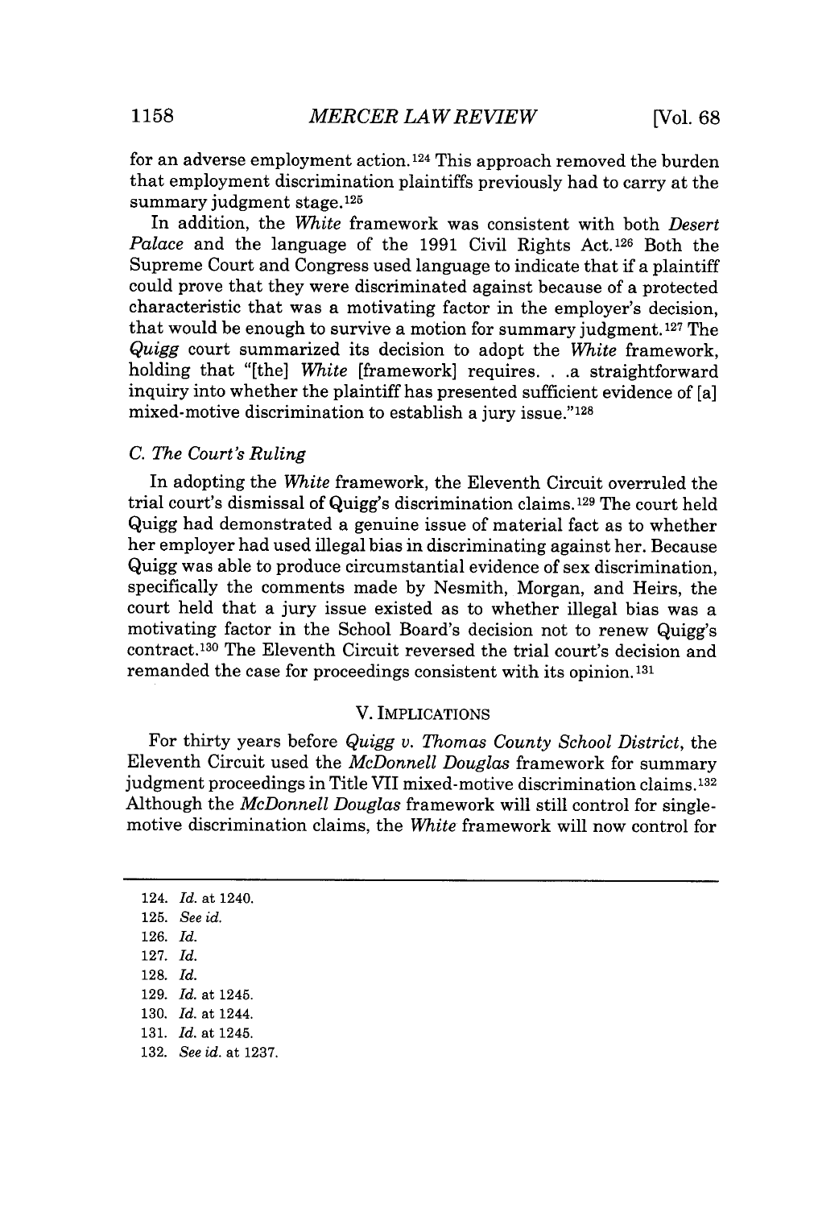for an adverse employment action.[124] This approach removed the burden that employment discrimination plaintiffs previously had to carry at the summary judgment stage.[125]

In addition, the *White* framework was consistent with both *Desert Palace* and the language of the 1991 Civil Rights Act.[126] Both the Supreme Court and Congress used language to indicate that if a plaintiff could prove that they were discriminated against because of a protected characteristic that was a motivating factor in the employer's decision, that would be enough to survive a motion for summary judgment.[127] The *Quigg* court summarized its decision to adopt the *White* framework, holding that "[the] *White* [framework] requires. . .a straightforward inquiry into whether the plaintiff has presented sufficient evidence of [a] mixed-motive discrimination to establish a jury issue."[128]

### C. The Court's Ruling

In adopting the *White* framework, the Eleventh Circuit overruled the trial court's dismissal of Quigg's discrimination claims.[129] The court held Quigg had demonstrated a genuine issue of material fact as to whether her employer had used illegal bias in discriminating against her. Because Quigg was able to produce circumstantial evidence of sex discrimination, specifically the comments made by Nesmith, Morgan, and Heirs, the court held that a jury issue existed as to whether illegal bias was a motivating factor in the School Board's decision not to renew Quigg's contract.[130] The Eleventh Circuit reversed the trial court's decision and remanded the case for proceedings consistent with its opinion.[131]

## V. IMPLICATIONS

For thirty years before *Quigg v. Thomas County School District*, the Eleventh Circuit used the *McDonnell Douglas* framework for summary judgment proceedings in Title VII mixed-motive discrimination claims.[132] Although the *McDonnell Douglas* framework will still control for single-motive discrimination claims, the *White* framework will now control for

124. *Id.* at 1240.
125. *See id.*
126. *Id.*
127. *Id.*
128. *Id.*
129. *Id.* at 1245.
130. *Id.* at 1244.
131. *Id.* at 1245.
132. *See id.* at 1237.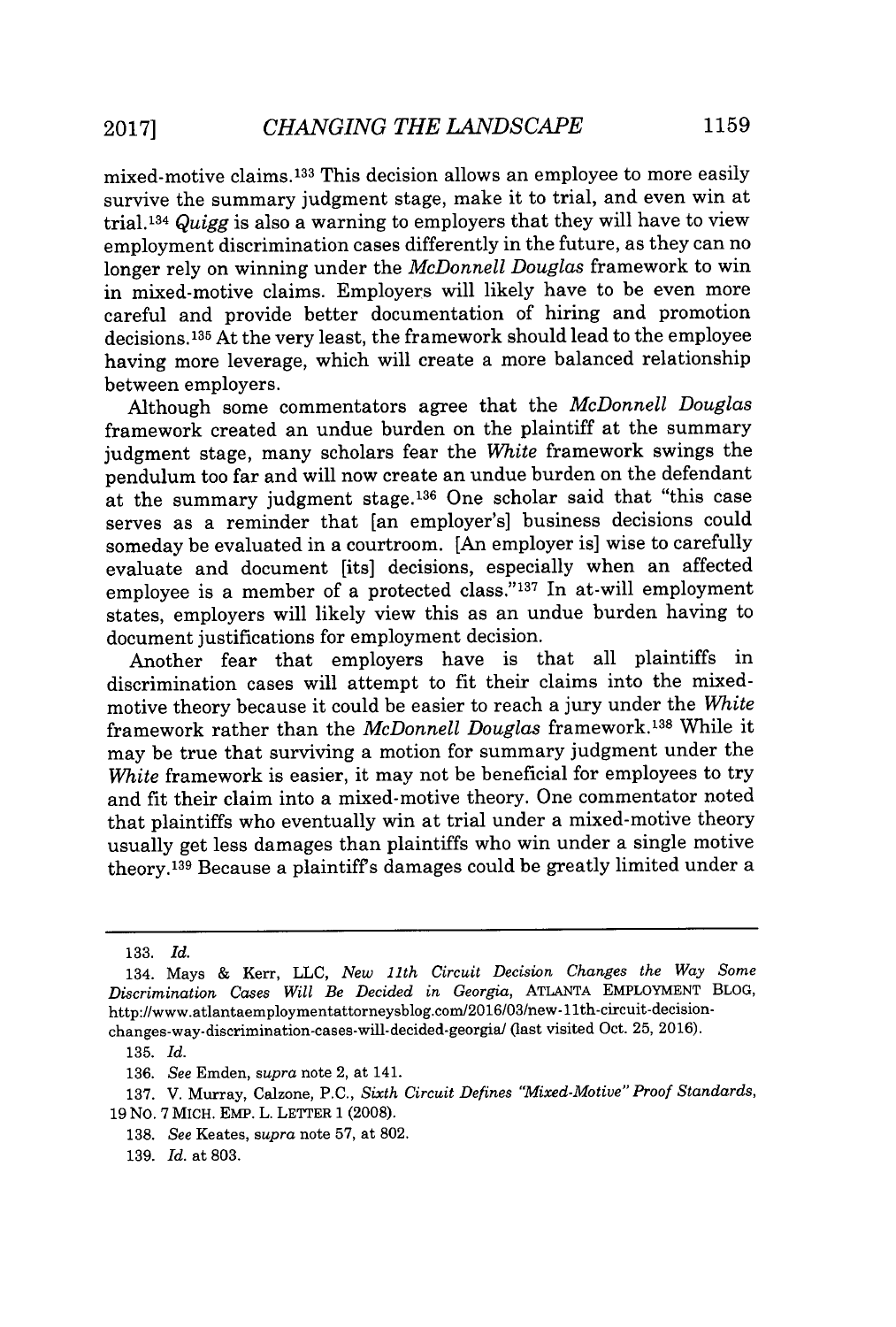mixed-motive claims.[133] This decision allows an employee to more easily survive the summary judgment stage, make it to trial, and even win at trial.[134] *Quigg* is also a warning to employers that they will have to view employment discrimination cases differently in the future, as they can no longer rely on winning under the *McDonnell Douglas* framework to win in mixed-motive claims. Employers will likely have to be even more careful and provide better documentation of hiring and promotion decisions.[135] At the very least, the framework should lead to the employee having more leverage, which will create a more balanced relationship between employers.

Although some commentators agree that the *McDonnell Douglas* framework created an undue burden on the plaintiff at the summary judgment stage, many scholars fear the *White* framework swings the pendulum too far and will now create an undue burden on the defendant at the summary judgment stage.[136] One scholar said that "this case serves as a reminder that [an employer's] business decisions could someday be evaluated in a courtroom. [An employer is] wise to carefully evaluate and document [its] decisions, especially when an affected employee is a member of a protected class."[137] In at-will employment states, employers will likely view this as an undue burden having to document justifications for employment decision.

Another fear that employers have is that all plaintiffs in discrimination cases will attempt to fit their claims into the mixed-motive theory because it could be easier to reach a jury under the *White* framework rather than the *McDonnell Douglas* framework.[138] While it may be true that surviving a motion for summary judgment under the *White* framework is easier, it may not be beneficial for employees to try and fit their claim into a mixed-motive theory. One commentator noted that plaintiffs who eventually win at trial under a mixed-motive theory usually get less damages than plaintiffs who win under a single motive theory.[139] Because a plaintiff's damages could be greatly limited under a

---

133. *Id.*

134. Mays & Kerr, LLC, *New 11th Circuit Decision Changes the Way Some Discrimination Cases Will Be Decided in Georgia*, ATLANTA EMPLOYMENT BLOG, http://www.atlantaemploymentattorneysblog.com/2016/03/new-11th-circuit-decision-changes-way-discrimination-cases-will-decided-georgia/ (last visited Oct. 25, 2016).

135. *Id.*

136. *See* Emden, *supra* note 2, at 141.

137. V. Murray, Calzone, P.C., *Sixth Circuit Defines "Mixed-Motive" Proof Standards*, 19 NO. 7 MICH. EMP. L. LETTER 1 (2008).

138. *See* Keates, *supra* note 57, at 802.

139. *Id.* at 803.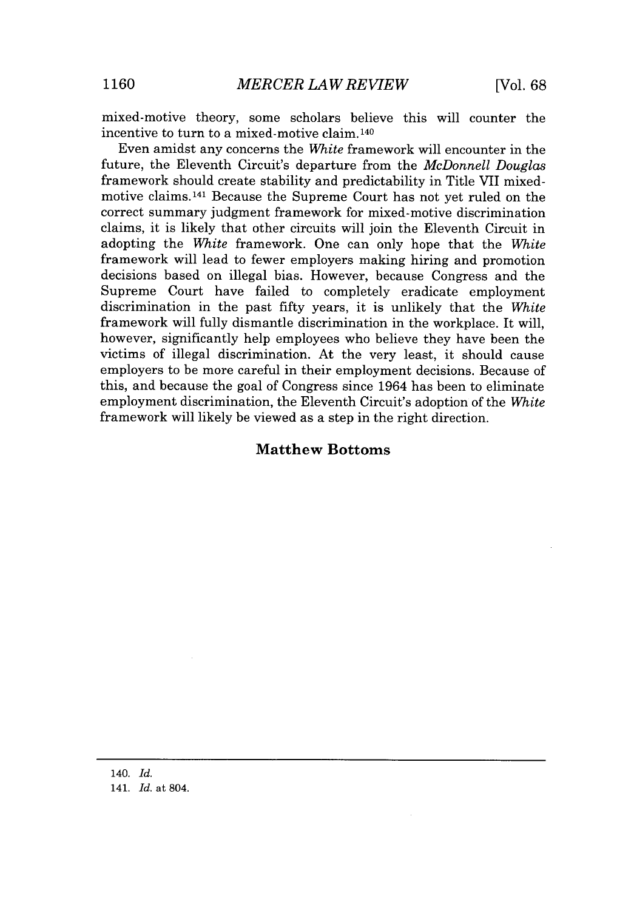mixed-motive theory, some scholars believe this will counter the incentive to turn to a mixed-motive claim.[140]

Even amidst any concerns the *White* framework will encounter in the future, the Eleventh Circuit's departure from the *McDonnell Douglas* framework should create stability and predictability in Title VII mixed-motive claims.[141] Because the Supreme Court has not yet ruled on the correct summary judgment framework for mixed-motive discrimination claims, it is likely that other circuits will join the Eleventh Circuit in adopting the *White* framework. One can only hope that the *White* framework will lead to fewer employers making hiring and promotion decisions based on illegal bias. However, because Congress and the Supreme Court have failed to completely eradicate employment discrimination in the past fifty years, it is unlikely that the *White* framework will fully dismantle discrimination in the workplace. It will, however, significantly help employees who believe they have been the victims of illegal discrimination. At the very least, it should cause employers to be more careful in their employment decisions. Because of this, and because the goal of Congress since 1964 has been to eliminate employment discrimination, the Eleventh Circuit's adoption of the *White* framework will likely be viewed as a step in the right direction.

**Matthew Bottoms**

---

140. *Id.*

141. *Id.* at 804.